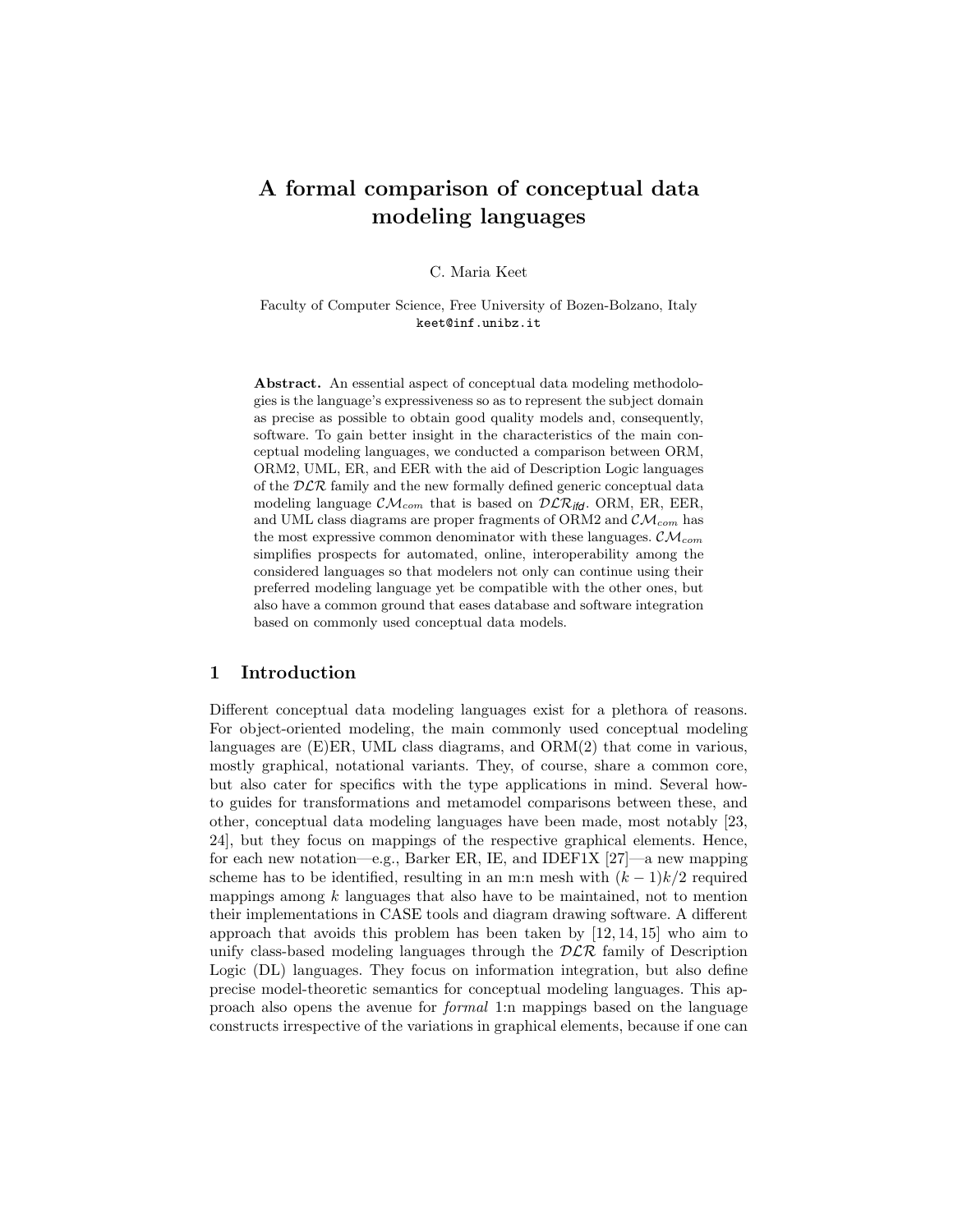# A formal comparison of conceptual data modeling languages

C. Maria Keet

Faculty of Computer Science, Free University of Bozen-Bolzano, Italy
keet@inf.unibz.it

**Abstract.** An essential aspect of conceptual data modeling methodologies is the language's expressiveness so as to represent the subject domain as precise as possible to obtain good quality models and, consequently, software. To gain better insight in the characteristics of the main conceptual modeling languages, we conducted a comparison between ORM, ORM2, UML, ER, and EER with the aid of Description Logic languages of the $\mathcal{DLR}$ family and the new formally defined generic conceptual data modeling language $\mathcal{CM}_{com}$ that is based on $\mathcal{DLR}_{\mathit{ifd}}$. ORM, ER, EER, and UML class diagrams are proper fragments of ORM2 and $\mathcal{CM}_{com}$ has the most expressive common denominator with these languages. $\mathcal{CM}_{com}$ simplifies prospects for automated, online, interoperability among the considered languages so that modelers not only can continue using their preferred modeling language yet be compatible with the other ones, but also have a common ground that eases database and software integration based on commonly used conceptual data models.

## 1 Introduction

Different conceptual data modeling languages exist for a plethora of reasons. For object-oriented modeling, the main commonly used conceptual modeling languages are (E)ER, UML class diagrams, and ORM(2) that come in various, mostly graphical, notational variants. They, of course, share a common core, but also cater for specifics with the type applications in mind. Several how-to guides for transformations and metamodel comparisons between these, and other, conceptual data modeling languages have been made, most notably [23, 24], but they focus on mappings of the respective graphical elements. Hence, for each new notation—e.g., Barker ER, IE, and IDEF1X [27]—a new mapping scheme has to be identified, resulting in an m:n mesh with $(k-1)k/2$ required mappings among $k$ languages that also have to be maintained, not to mention their implementations in CASE tools and diagram drawing software. A different approach that avoids this problem has been taken by [12, 14, 15] who aim to unify class-based modeling languages through the $\mathcal{DLR}$ family of Description Logic (DL) languages. They focus on information integration, but also define precise model-theoretic semantics for conceptual modeling languages. This approach also opens the avenue for *formal* 1:n mappings based on the language constructs irrespective of the variations in graphical elements, because if one can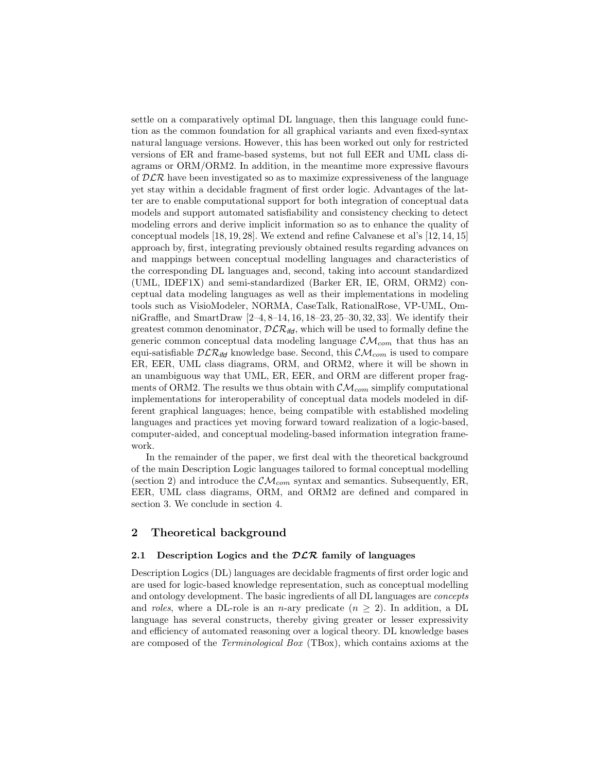settle on a comparatively optimal DL language, then this language could function as the common foundation for all graphical variants and even fixed-syntax natural language versions. However, this has been worked out only for restricted versions of ER and frame-based systems, but not full EER and UML class diagrams or ORM/ORM2. In addition, in the meantime more expressive flavours of $\mathcal{DLR}$ have been investigated so as to maximize expressiveness of the language yet stay within a decidable fragment of first order logic. Advantages of the latter are to enable computational support for both integration of conceptual data models and support automated satisfiability and consistency checking to detect modeling errors and derive implicit information so as to enhance the quality of conceptual models [18, 19, 28]. We extend and refine Calvanese et al's [12, 14, 15] approach by, first, integrating previously obtained results regarding advances on and mappings between conceptual modelling languages and characteristics of the corresponding DL languages and, second, taking into account standardized (UML, IDEF1X) and semi-standardized (Barker ER, IE, ORM, ORM2) conceptual data modeling languages as well as their implementations in modeling tools such as VisioModeler, NORMA, CaseTalk, RationalRose, VP-UML, OmniGraffle, and SmartDraw [2–4, 8–14, 16, 18–23, 25–30, 32, 33]. We identify their greatest common denominator, $\mathcal{DLR}_{ifd}$, which will be used to formally define the generic common conceptual data modeling language $\mathcal{CM}_{com}$ that thus has an equi-satisfiable $\mathcal{DLR}_{ifd}$ knowledge base. Second, this $\mathcal{CM}_{com}$ is used to compare ER, EER, UML class diagrams, ORM, and ORM2, where it will be shown in an unambiguous way that UML, ER, EER, and ORM are different proper fragments of ORM2. The results we thus obtain with $\mathcal{CM}_{com}$ simplify computational implementations for interoperability of conceptual data models modeled in different graphical languages; hence, being compatible with established modeling languages and practices yet moving forward toward realization of a logic-based, computer-aided, and conceptual modeling-based information integration framework.

In the remainder of the paper, we first deal with the theoretical background of the main Description Logic languages tailored to formal conceptual modelling (section 2) and introduce the $\mathcal{CM}_{com}$ syntax and semantics. Subsequently, ER, EER, UML class diagrams, ORM, and ORM2 are defined and compared in section 3. We conclude in section 4.

## 2 Theoretical background

### 2.1 Description Logics and the $\mathcal{DLR}$ family of languages

Description Logics (DL) languages are decidable fragments of first order logic and are used for logic-based knowledge representation, such as conceptual modelling and ontology development. The basic ingredients of all DL languages are *concepts* and *roles*, where a DL-role is an $n$-ary predicate ($n \geq 2$). In addition, a DL language has several constructs, thereby giving greater or lesser expressivity and efficiency of automated reasoning over a logical theory. DL knowledge bases are composed of the *Terminological Box* (TBox), which contains axioms at the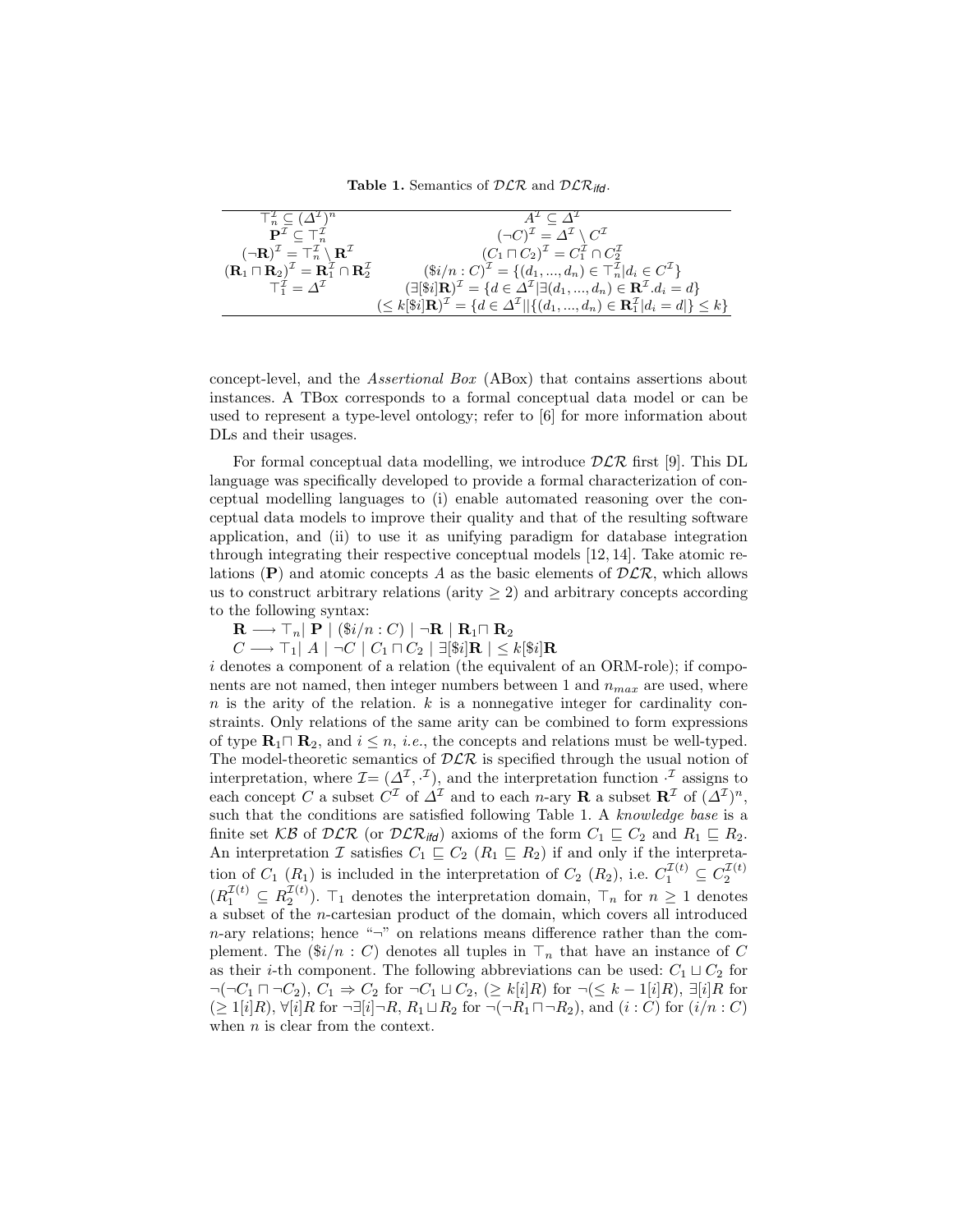**Table 1.** Semantics of $\mathcal{DLR}$ and $\mathcal{DLR}_{ifd}$.

| | |
|---|---|
| $\top_n^{\mathcal{I}} \subseteq (\Delta^{\mathcal{I}})^n$ | $A^{\mathcal{I}} \subseteq \Delta^{\mathcal{I}}$ |
| $\mathbf{P}^{\mathcal{I}} \subseteq \top_n^{\mathcal{I}}$ | $(\neg C)^{\mathcal{I}} = \Delta^{\mathcal{I}} \setminus C^{\mathcal{I}}$ |
| $(\neg \mathbf{R})^{\mathcal{I}} = \top_n^{\mathcal{I}} \setminus \mathbf{R}^{\mathcal{I}}$ | $(C_1 \sqcap C_2)^{\mathcal{I}} = C_1^{\mathcal{I}} \cap C_2^{\mathcal{I}}$ |
| $(\mathbf{R}_1 \sqcap \mathbf{R}_2)^{\mathcal{I}} = \mathbf{R}_1^{\mathcal{I}} \cap \mathbf{R}_2^{\mathcal{I}}$ | $(\$i/n : C)^{\mathcal{I}} = \{(d_1, ..., d_n) \in \top_n^{\mathcal{I}} \mid d_i \in C^{\mathcal{I}}\}$ |
| $\top_1^{\mathcal{I}} = \Delta^{\mathcal{I}}$ | $(\exists[\$i]\mathbf{R})^{\mathcal{I}} = \{d \in \Delta^{\mathcal{I}} \mid \exists(d_1, ..., d_n) \in \mathbf{R}^{\mathcal{I}}.d_i = d\}$ |
| | $(\leq k[\$i]\mathbf{R})^{\mathcal{I}} = \{d \in \Delta^{\mathcal{I}} \mid \|\{(d_1, ..., d_n) \in \mathbf{R}_1^{\mathcal{I}} \mid d_i = d\}\| \leq k\}$ |

concept-level, and the *Assertional Box* (ABox) that contains assertions about instances. A TBox corresponds to a formal conceptual data model or can be used to represent a type-level ontology; refer to [6] for more information about DLs and their usages.

For formal conceptual data modelling, we introduce $\mathcal{DLR}$ first [9]. This DL language was specifically developed to provide a formal characterization of conceptual modelling languages to (i) enable automated reasoning over the conceptual data models to improve their quality and that of the resulting software application, and (ii) to use it as unifying paradigm for database integration through integrating their respective conceptual models [12, 14]. Take atomic relations ($\mathbf{P}$) and atomic concepts $A$ as the basic elements of $\mathcal{DLR}$, which allows us to construct arbitrary relations (arity $\geq 2$) and arbitrary concepts according to the following syntax:

$\mathbf{R} \longrightarrow \top_n \mid \mathbf{P} \mid (\$i/n : C) \mid \neg\mathbf{R} \mid \mathbf{R}_1 \sqcap \mathbf{R}_2$

$C \longrightarrow \top_1 \mid A \mid \neg C \mid C_1 \sqcap C_2 \mid \exists[\$i]\mathbf{R} \mid \leq k[\$i]\mathbf{R}$

$i$ denotes a component of a relation (the equivalent of an ORM-role); if components are not named, then integer numbers between 1 and $n_{max}$ are used, where $n$ is the arity of the relation. $k$ is a nonnegative integer for cardinality constraints. Only relations of the same arity can be combined to form expressions of type $\mathbf{R}_1 \sqcap \mathbf{R}_2$, and $i \leq n$, *i.e.*, the concepts and relations must be well-typed. The model-theoretic semantics of $\mathcal{DLR}$ is specified through the usual notion of interpretation, where $\mathcal{I} = (\Delta^{\mathcal{I}}, \cdot^{\mathcal{I}})$, and the interpretation function $\cdot^{\mathcal{I}}$ assigns to each concept $C$ a subset $C^{\mathcal{I}}$ of $\Delta^{\mathcal{I}}$ and to each $n$-ary $\mathbf{R}$ a subset $\mathbf{R}^{\mathcal{I}}$ of $(\Delta^{\mathcal{I}})^n$, such that the conditions are satisfied following Table 1. A *knowledge base* is a finite set $\mathcal{KB}$ of $\mathcal{DLR}$ (or $\mathcal{DLR}_{ifd}$) axioms of the form $C_1 \sqsubseteq C_2$ and $R_1 \sqsubseteq R_2$. An interpretation $\mathcal{I}$ satisfies $C_1 \sqsubseteq C_2$ ($R_1 \sqsubseteq R_2$) if and only if the interpretation of $C_1$ ($R_1$) is included in the interpretation of $C_2$ ($R_2$), i.e. $C_1^{\mathcal{I}(t)} \subseteq C_2^{\mathcal{I}(t)}$ ($R_1^{\mathcal{I}(t)} \subseteq R_2^{\mathcal{I}(t)}$). $\top_1$ denotes the interpretation domain, $\top_n$ for $n \geq 1$ denotes a subset of the $n$-cartesian product of the domain, which covers all introduced $n$-ary relations; hence "$\neg$" on relations means difference rather than the complement. The ($\$i/n : C$) denotes all tuples in $\top_n$ that have an instance of $C$ as their $i$-th component. The following abbreviations can be used: $C_1 \sqcup C_2$ for $\neg(\neg C_1 \sqcap \neg C_2)$, $C_1 \Rightarrow C_2$ for $\neg C_1 \sqcup C_2$, $(\geq k[i]R)$ for $\neg(\leq k-1[i]R)$, $\exists[i]R$ for $(\geq 1[i]R)$, $\forall[i]R$ for $\neg\exists[i]\neg R$, $R_1 \sqcup R_2$ for $\neg(\neg R_1 \sqcap \neg R_2)$, and $(i : C)$ for $(i/n : C)$ when $n$ is clear from the context.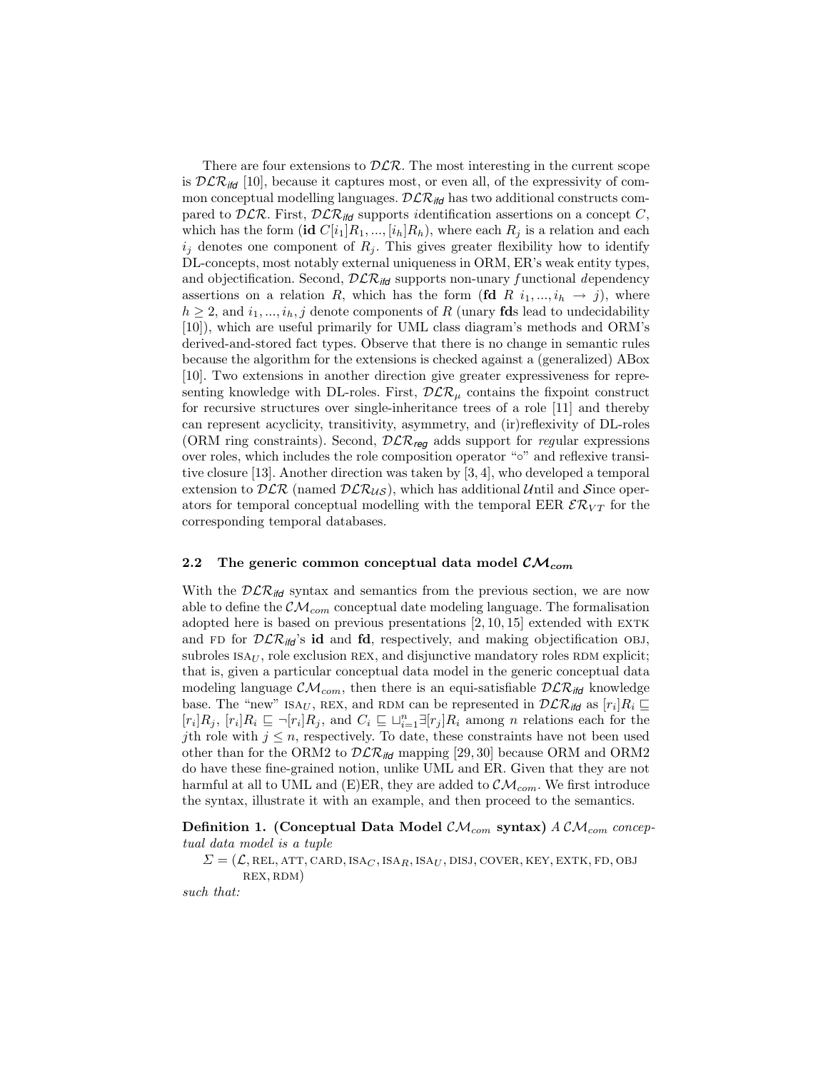There are four extensions to $\mathcal{DLR}$. The most interesting in the current scope is $\mathcal{DLR}_{ifd}$ [10], because it captures most, or even all, of the expressivity of common conceptual modelling languages. $\mathcal{DLR}_{ifd}$ has two additional constructs compared to $\mathcal{DLR}$. First, $\mathcal{DLR}_{ifd}$ supports *i*dentification assertions on a concept $C$, which has the form $(\mathbf{id}\ C[i_1]R_1, ..., [i_h]R_h)$, where each $R_j$ is a relation and each $i_j$ denotes one component of $R_j$. This gives greater flexibility how to identify DL-concepts, most notably external uniqueness in ORM, ER's weak entity types, and objectification. Second, $\mathcal{DLR}_{ifd}$ supports non-unary *f*unctional *d*ependency assertions on a relation $R$, which has the form $(\mathbf{fd}\ R\ i_1, ..., i_h \rightarrow j)$, where $h \geq 2$, and $i_1, ..., i_h, j$ denote components of $R$ (unary **fd**s lead to undecidability [10]), which are useful primarily for UML class diagram's methods and ORM's derived-and-stored fact types. Observe that there is no change in semantic rules because the algorithm for the extensions is checked against a (generalized) ABox [10]. Two extensions in another direction give greater expressiveness for representing knowledge with DL-roles. First, $\mathcal{DLR}_{\mu}$ contains the fixpoint construct for recursive structures over single-inheritance trees of a role [11] and thereby can represent acyclicity, transitivity, asymmetry, and (ir)reflexivity of DL-roles (ORM ring constraints). Second, $\mathcal{DLR}_{reg}$ adds support for *reg*ular expressions over roles, which includes the role composition operator "$\circ$" and reflexive transitive closure [13]. Another direction was taken by [3, 4], who developed a temporal extension to $\mathcal{DLR}$ (named $\mathcal{DLR}_{\mathcal{US}}$), which has additional $\mathcal{U}$ntil and $\mathcal{S}$ince operators for temporal conceptual modelling with the temporal EER $\mathcal{ER}_{VT}$ for the corresponding temporal databases.

## 2.2 The generic common conceptual data model $\mathcal{CM}_{com}$

With the $\mathcal{DLR}_{ifd}$ syntax and semantics from the previous section, we are now able to define the $\mathcal{CM}_{com}$ conceptual date modeling language. The formalisation adopted here is based on previous presentations [2, 10, 15] extended with EXTK and FD for $\mathcal{DLR}_{ifd}$'s **id** and **fd**, respectively, and making objectification OBJ, subroles $\text{ISA}_U$, role exclusion REX, and disjunctive mandatory roles RDM explicit; that is, given a particular conceptual data model in the generic conceptual data modeling language $\mathcal{CM}_{com}$, then there is an equi-satisfiable $\mathcal{DLR}_{ifd}$ knowledge base. The "new" $\text{ISA}_U$, REX, and RDM can be represented in $\mathcal{DLR}_{ifd}$ as $[r_i]R_i \sqsubseteq [r_i]R_j$, $[r_i]R_i \sqsubseteq \neg[r_i]R_j$, and $C_i \sqsubseteq \sqcup_{i=1}^{n} \exists[r_j]R_i$ among $n$ relations each for the $j$th role with $j \leq n$, respectively. To date, these constraints have not been used other than for the ORM2 to $\mathcal{DLR}_{ifd}$ mapping [29, 30] because ORM and ORM2 do have these fine-grained notion, unlike UML and ER. Given that they are not harmful at all to UML and (E)ER, they are added to $\mathcal{CM}_{com}$. We first introduce the syntax, illustrate it with an example, and then proceed to the semantics.

**Definition 1. (Conceptual Data Model $\mathcal{CM}_{com}$ syntax)** *A $\mathcal{CM}_{com}$ conceptual data model is a tuple*

$\Sigma = (\mathcal{L}, \text{REL}, \text{ATT}, \text{CARD}, \text{ISA}_C, \text{ISA}_R, \text{ISA}_U, \text{DISJ}, \text{COVER}, \text{KEY}, \text{EXTK}, \text{FD}, \text{OBJ}$
$\text{REX}, \text{RDM})$

*such that:*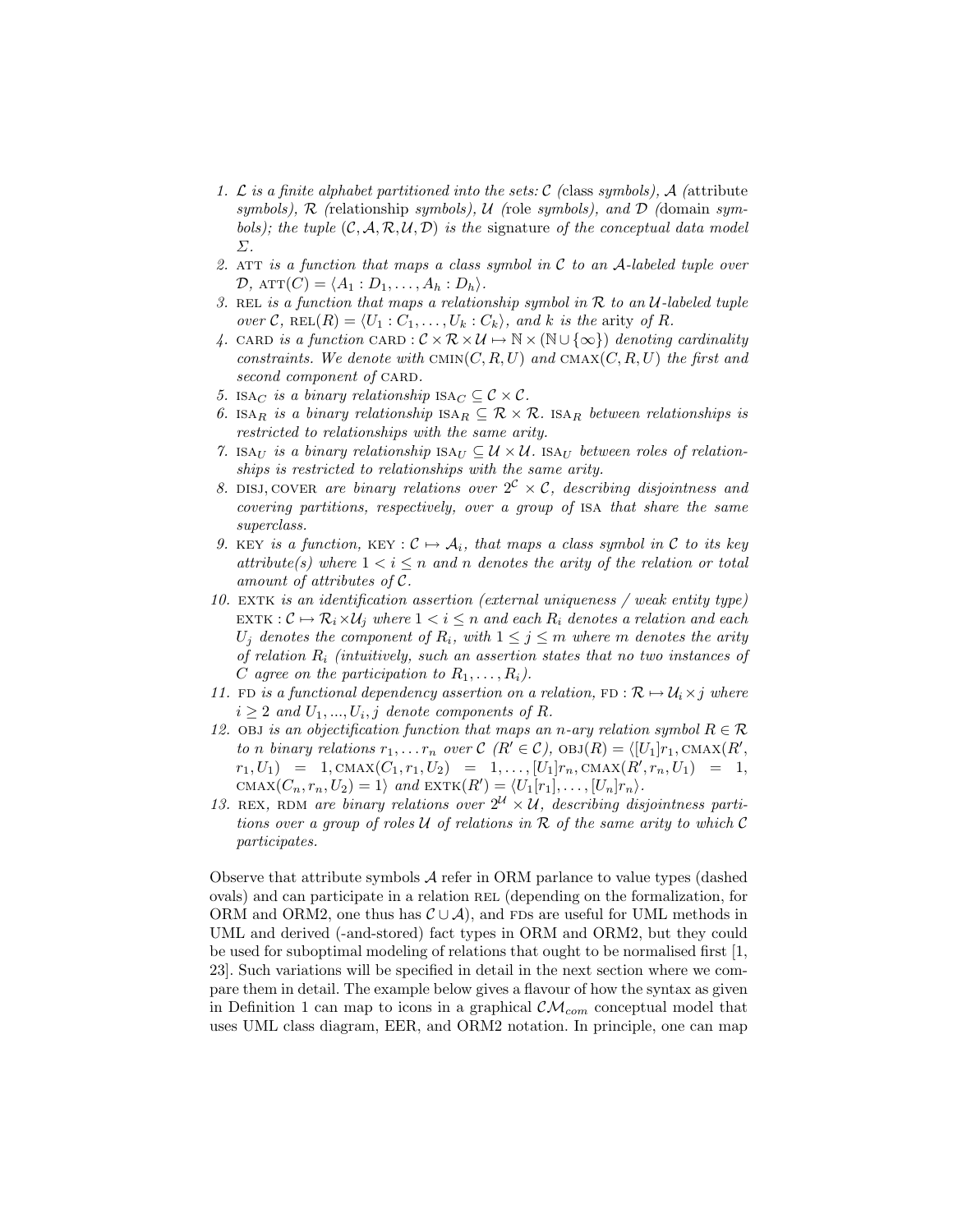1. $\mathcal{L}$ *is a finite alphabet partitioned into the sets:* $\mathcal{C}$ *(*class *symbols),* $\mathcal{A}$ *(*attribute *symbols),* $\mathcal{R}$ *(*relationship *symbols),* $\mathcal{U}$ *(*role *symbols), and* $\mathcal{D}$ *(*domain *symbols); the tuple* $(\mathcal{C}, \mathcal{A}, \mathcal{R}, \mathcal{U}, \mathcal{D})$ *is the* signature *of the conceptual data model* $\Sigma$.
2. ATT *is a function that maps a class symbol in* $\mathcal{C}$ *to an* $\mathcal{A}$*-labeled tuple over* $\mathcal{D}$, $\text{ATT}(C) = \langle A_1 : D_1, \ldots, A_h : D_h \rangle$.
3. REL *is a function that maps a relationship symbol in* $\mathcal{R}$ *to an* $\mathcal{U}$*-labeled tuple over* $\mathcal{C}$, $\text{REL}(R) = \langle U_1 : C_1, \ldots, U_k : C_k \rangle$*, and* $k$ *is the* arity *of* $R$.
4. CARD *is a function* $\text{CARD} : \mathcal{C} \times \mathcal{R} \times \mathcal{U} \mapsto \mathbb{N} \times (\mathbb{N} \cup \{\infty\})$ *denoting cardinality constraints. We denote with* $\text{CMIN}(C, R, U)$ *and* $\text{CMAX}(C, R, U)$ *the first and second component of* CARD.
5. $\text{ISA}_C$ *is a binary relationship* $\text{ISA}_C \subseteq \mathcal{C} \times \mathcal{C}$.
6. $\text{ISA}_R$ *is a binary relationship* $\text{ISA}_R \subseteq \mathcal{R} \times \mathcal{R}$. $\text{ISA}_R$ *between relationships is restricted to relationships with the same arity.*
7. $\text{ISA}_U$ *is a binary relationship* $\text{ISA}_U \subseteq \mathcal{U} \times \mathcal{U}$. $\text{ISA}_U$ *between roles of relationships is restricted to relationships with the same arity.*
8. DISJ, COVER *are binary relations over* $2^{\mathcal{C}} \times \mathcal{C}$*, describing disjointness and covering partitions, respectively, over a group of* ISA *that share the same superclass.*
9. KEY *is a function,* $\text{KEY} : \mathcal{C} \mapsto \mathcal{A}_i$*, that maps a class symbol in* $\mathcal{C}$ *to its key attribute(s) where* $1 < i \leq n$ *and* $n$ *denotes the arity of the relation or total amount of attributes of* $\mathcal{C}$.
10. EXTK *is an identification assertion (external uniqueness / weak entity type)* $\text{EXTK} : \mathcal{C} \mapsto \mathcal{R}_i \times \mathcal{U}_j$ *where* $1 < i \leq n$ *and each* $R_i$ *denotes a relation and each* $U_j$ *denotes the component of* $R_i$*, with* $1 \leq j \leq m$ *where* $m$ *denotes the arity of relation* $R_i$ *(intuitively, such an assertion states that no two instances of* $C$ *agree on the participation to* $R_1, \ldots, R_i$*).*
11. FD *is a functional dependency assertion on a relation,* $\text{FD} : \mathcal{R} \mapsto \mathcal{U}_i \times j$ *where* $i \geq 2$ *and* $U_1, ..., U_i, j$ *denote components of* $R$.
12. OBJ *is an objectification function that maps an* $n$*-ary relation symbol* $R \in \mathcal{R}$ *to* $n$ *binary relations* $r_1, \ldots r_n$ *over* $\mathcal{C}$ $(R' \in \mathcal{C})$, $\text{OBJ}(R) = \langle [U_1]r_1, \text{CMAX}(R', r_1, U_1) = 1, \text{CMAX}(C_1, r_1, U_2) = 1, \ldots, [U_1]r_n, \text{CMAX}(R', r_n, U_1) = 1, \text{CMAX}(C_n, r_n, U_2) = 1 \rangle$ *and* $\text{EXTK}(R') = \langle U_1[r_1], \ldots, [U_n]r_n \rangle$.
13. REX, RDM *are binary relations over* $2^{\mathcal{U}} \times \mathcal{U}$*, describing disjointness partitions over a group of roles* $\mathcal{U}$ *of relations in* $\mathcal{R}$ *of the same arity to which* $\mathcal{C}$ *participates.*

Observe that attribute symbols $\mathcal{A}$ refer in ORM parlance to value types (dashed ovals) and can participate in a relation REL (depending on the formalization, for ORM and ORM2, one thus has $\mathcal{C} \cup \mathcal{A}$), and FDs are useful for UML methods in UML and derived (-and-stored) fact types in ORM and ORM2, but they could be used for suboptimal modeling of relations that ought to be normalised first [1, 23]. Such variations will be specified in detail in the next section where we compare them in detail. The example below gives a flavour of how the syntax as given in Definition 1 can map to icons in a graphical $\mathcal{CM}_{com}$ conceptual model that uses UML class diagram, EER, and ORM2 notation. In principle, one can map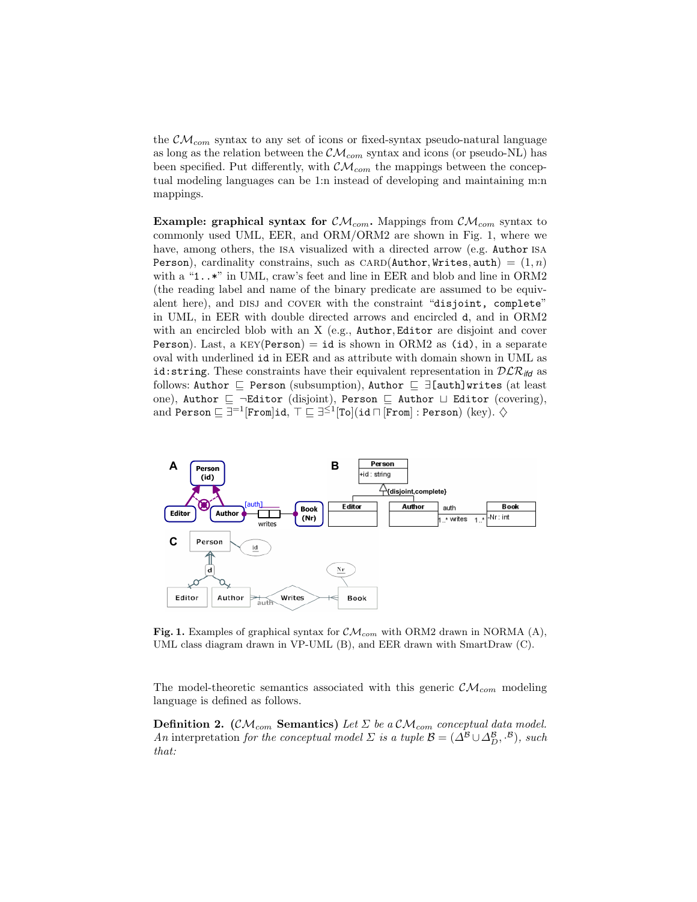the $\mathcal{CM}_{com}$ syntax to any set of icons or fixed-syntax pseudo-natural language as long as the relation between the $\mathcal{CM}_{com}$ syntax and icons (or pseudo-NL) has been specified. Put differently, with $\mathcal{CM}_{com}$ the mappings between the conceptual modeling languages can be 1:n instead of developing and maintaining m:n mappings.

**Example: graphical syntax for $\mathcal{CM}_{com}$.** Mappings from $\mathcal{CM}_{com}$ syntax to commonly used UML, EER, and ORM/ORM2 are shown in Fig. 1, where we have, among others, the ISA visualized with a directed arrow (e.g. `Author` ISA `Person`), cardinality constrains, such as CARD(`Author`, `Writes`, `auth`) = $(1, n)$ with a "`1..*`" in UML, craw's feet and line in EER and blob and line in ORM2 (the reading label and name of the binary predicate are assumed to be equivalent here), and DISJ and COVER with the constraint "`disjoint, complete`" in UML, in EER with double directed arrows and encircled `d`, and in ORM2 with an encircled blob with an X (e.g., `Author`, `Editor` are disjoint and cover `Person`). Last, a KEY(`Person`) = `id` is shown in ORM2 as `(id)`, in a separate oval with underlined `id` in EER and as attribute with domain shown in UML as `id:string`. These constraints have their equivalent representation in $\mathcal{DLR}_{ifd}$ as follows: `Author` $\sqsubseteq$ `Person` (subsumption), `Author` $\sqsubseteq$ $\exists$`[auth]writes` (at least one), `Author` $\sqsubseteq$ $\neg$`Editor` (disjoint), `Person` $\sqsubseteq$ `Author` $\sqcup$ `Editor` (covering), and `Person` $\sqsubseteq \exists^{=1}$`[From]id`, $\top \sqsubseteq \exists^{\leq 1}$`[To]`(`id` $\sqcap$ `[From]` : `Person`) (key). $\diamondsuit$

**Fig. 1.** Examples of graphical syntax for $\mathcal{CM}_{com}$ with ORM2 drawn in NORMA (A), UML class diagram drawn in VP-UML (B), and EER drawn with SmartDraw (C).

The model-theoretic semantics associated with this generic $\mathcal{CM}_{com}$ modeling language is defined as follows.

**Definition 2.** **($\mathcal{CM}_{com}$ Semantics)** *Let $\Sigma$ be a $\mathcal{CM}_{com}$ conceptual data model. An* interpretation *for the conceptual model $\Sigma$ is a tuple $\mathcal{B} = (\Delta^{\mathcal{B}} \cup \Delta^{\mathcal{B}}_{D}, \cdot^{\mathcal{B}})$, such that:*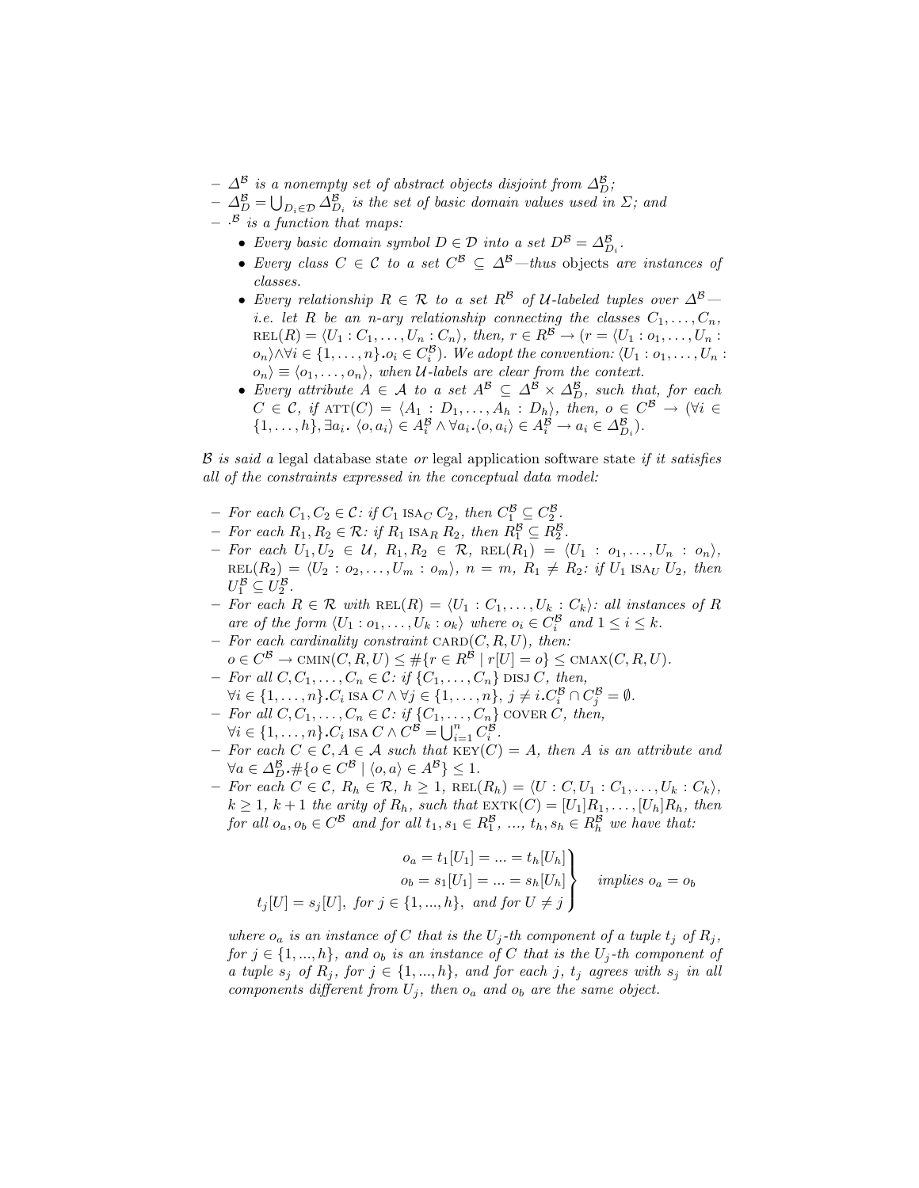- $\Delta^{\mathcal{B}}$ *is a nonempty set of abstract objects disjoint from* $\Delta^{\mathcal{B}}_D$*;*
- $\Delta^{\mathcal{B}}_D = \bigcup_{D_i \in \mathcal{D}} \Delta^{\mathcal{B}}_{D_i}$ *is the set of basic domain values used in* $\Sigma$*; and*
- $\cdot^{\mathcal{B}}$ *is a function that maps:*
  - *Every basic domain symbol* $D \in \mathcal{D}$ *into a set* $D^{\mathcal{B}} = \Delta^{\mathcal{B}}_{D_i}$*.*
  - *Every class* $C \in \mathcal{C}$ *to a set* $C^{\mathcal{B}} \subseteq \Delta^{\mathcal{B}}$*—thus* objects *are instances of classes.*
  - *Every relationship* $R \in \mathcal{R}$ *to a set* $R^{\mathcal{B}}$ *of* $\mathcal{U}$*-labeled tuples over* $\Delta^{\mathcal{B}}$*— i.e. let* $R$ *be an n-ary relationship connecting the classes* $C_1, \ldots, C_n$*,* $\text{REL}(R) = \langle U_1 : C_1, \ldots, U_n : C_n \rangle$*, then,* $r \in R^{\mathcal{B}} \rightarrow (r = \langle U_1 : o_1, \ldots, U_n : o_n \rangle \wedge \forall i \in \{1, \ldots, n\}. o_i \in C^{\mathcal{B}}_i)$*. We adopt the convention:* $\langle U_1 : o_1, \ldots, U_n : o_n \rangle \equiv \langle o_1, \ldots, o_n \rangle$*, when* $\mathcal{U}$*-labels are clear from the context.*
  - *Every attribute* $A \in \mathcal{A}$ *to a set* $A^{\mathcal{B}} \subseteq \Delta^{\mathcal{B}} \times \Delta^{\mathcal{B}}_D$*, such that, for each* $C \in \mathcal{C}$*, if* $\text{ATT}(C) = \langle A_1 : D_1, \ldots, A_h : D_h \rangle$*, then,* $o \in C^{\mathcal{B}} \rightarrow (\forall i \in \{1, \ldots, h\}, \exists a_i. \langle o, a_i \rangle \in A^{\mathcal{B}}_i \wedge \forall a_i. \langle o, a_i \rangle \in A^{\mathcal{B}}_i \rightarrow a_i \in \Delta^{\mathcal{B}}_{D_i})$*.*

$\mathcal{B}$ *is said a* legal database state *or* legal application software state *if it satisfies all of the constraints expressed in the conceptual data model:*

- *For each* $C_1, C_2 \in \mathcal{C}$*: if* $C_1$ $\text{ISA}_C$ $C_2$*, then* $C^{\mathcal{B}}_1 \subseteq C^{\mathcal{B}}_2$*.*
- *For each* $R_1, R_2 \in \mathcal{R}$*: if* $R_1$ $\text{ISA}_R$ $R_2$*, then* $R^{\mathcal{B}}_1 \subseteq R^{\mathcal{B}}_2$*.*
- *For each* $U_1, U_2 \in \mathcal{U}$*,* $R_1, R_2 \in \mathcal{R}$*,* $\text{REL}(R_1) = \langle U_1 : o_1, \ldots, U_n : o_n \rangle$*,* $\text{REL}(R_2) = \langle U_2 : o_2, \ldots, U_m : o_m \rangle$*,* $n = m$*,* $R_1 \neq R_2$*: if* $U_1$ $\text{ISA}_U$ $U_2$*, then* $U^{\mathcal{B}}_1 \subseteq U^{\mathcal{B}}_2$*.*
- *For each* $R \in \mathcal{R}$ *with* $\text{REL}(R) = \langle U_1 : C_1, \ldots, U_k : C_k \rangle$*: all instances of* $R$ *are of the form* $\langle U_1 : o_1, \ldots, U_k : o_k \rangle$ *where* $o_i \in C^{\mathcal{B}}_i$ *and* $1 \leq i \leq k$*.*
- *For each cardinality constraint* $\text{CARD}(C, R, U)$*, then:*
  $o \in C^{\mathcal{B}} \rightarrow \text{CMIN}(C, R, U) \leq \#\{r \in R^{\mathcal{B}} \mid r[U] = o\} \leq \text{CMAX}(C, R, U)$*.*
- *For all* $C, C_1, \ldots, C_n \in \mathcal{C}$*: if* $\{C_1, \ldots, C_n\}$ $\text{DISJ}$ $C$*, then,*
  $\forall i \in \{1, \ldots, n\}. C_i \text{ ISA } C \wedge \forall j \in \{1, \ldots, n\}, j \neq i. C^{\mathcal{B}}_i \cap C^{\mathcal{B}}_j = \emptyset$*.*
- *For all* $C, C_1, \ldots, C_n \in \mathcal{C}$*: if* $\{C_1, \ldots, C_n\}$ $\text{COVER}$ $C$*, then,*
  $\forall i \in \{1, \ldots, n\}. C_i \text{ ISA } C \wedge C^{\mathcal{B}} = \bigcup_{i=1}^{n} C^{\mathcal{B}}_i$*.*
- *For each* $C \in \mathcal{C}, A \in \mathcal{A}$ *such that* $\text{KEY}(C) = A$*, then* $A$ *is an attribute and* $\forall a \in \Delta^{\mathcal{B}}_D. \#\{o \in C^{\mathcal{B}} \mid \langle o, a \rangle \in A^{\mathcal{B}}\} \leq 1$*.*
- *For each* $C \in \mathcal{C}$*,* $R_h \in \mathcal{R}$*,* $h \geq 1$*,* $\text{REL}(R_h) = \langle U : C, U_1 : C_1, \ldots, U_k : C_k \rangle$*,* $k \geq 1$*,* $k + 1$ *the arity of* $R_h$*, such that* $\text{EXTK}(C) = [U_1]R_1, \ldots, [U_h]R_h$*, then for all* $o_a, o_b \in C^{\mathcal{B}}$ *and for all* $t_1, s_1 \in R^{\mathcal{B}}_1$*, ...,* $t_h, s_h \in R^{\mathcal{B}}_h$ *we have that:*

$$\left.\begin{array}{r} o_a = t_1[U_1] = \ldots = t_h[U_h] \\ o_b = s_1[U_1] = \ldots = s_h[U_h] \\ t_j[U] = s_j[U], \text{ for } j \in \{1, \ldots, h\}, \text{ and for } U \neq j \end{array}\right\} \quad \textit{implies } o_a = o_b$$

*where* $o_a$ *is an instance of* $C$ *that is the* $U_j$*-th component of a tuple* $t_j$ *of* $R_j$*, for* $j \in \{1, \ldots, h\}$*, and* $o_b$ *is an instance of* $C$ *that is the* $U_j$*-th component of a tuple* $s_j$ *of* $R_j$*, for* $j \in \{1, \ldots, h\}$*, and for each* $j$*,* $t_j$ *agrees with* $s_j$ *in all components different from* $U_j$*, then* $o_a$ *and* $o_b$ *are the same object.*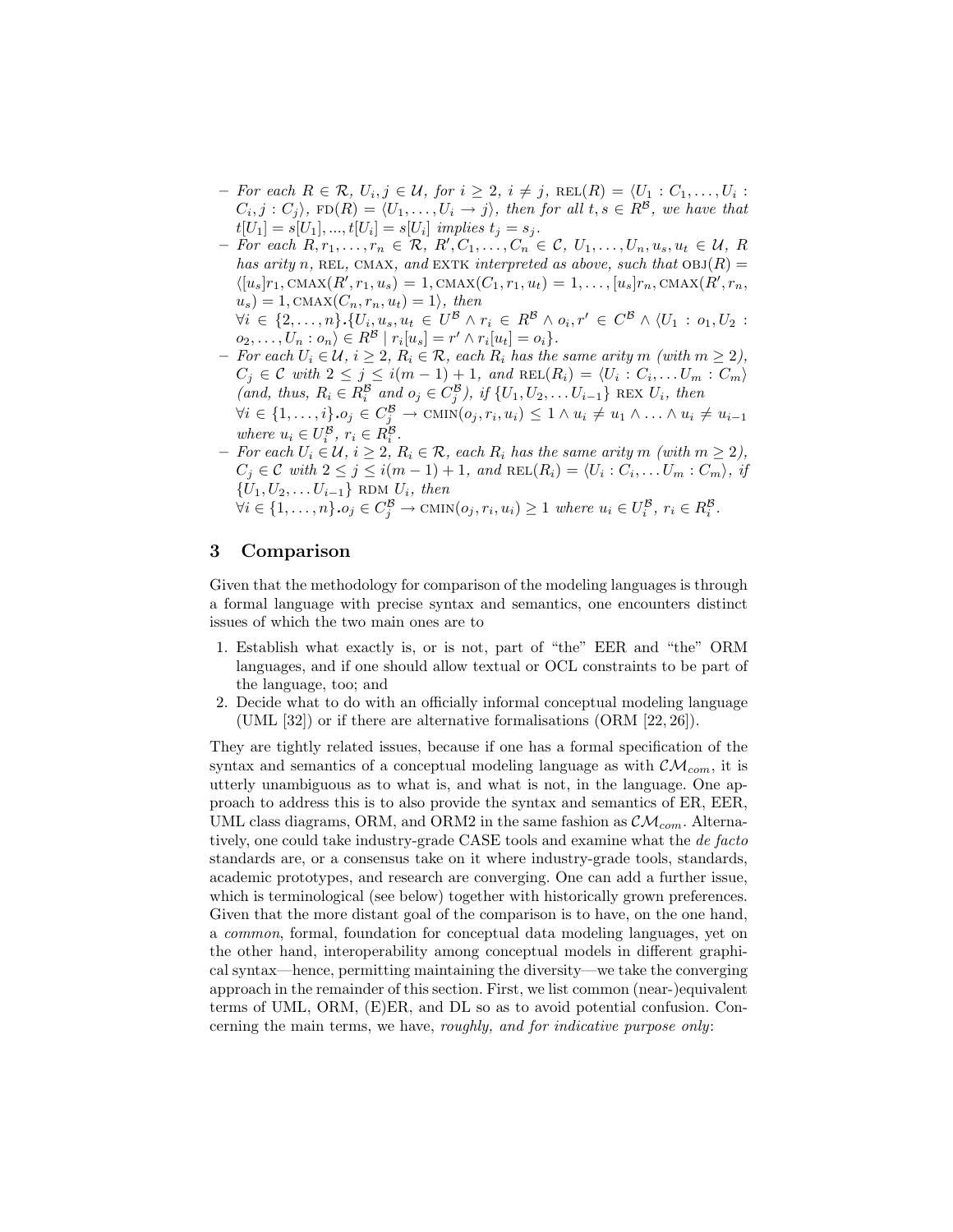- *For each $R \in \mathcal{R}$, $U_i, j \in \mathcal{U}$, for $i \geq 2$, $i \neq j$, $\text{REL}(R) = \langle U_1 : C_1, \ldots, U_i : C_i, j : C_j \rangle$, $\text{FD}(R) = \langle U_1, \ldots, U_i \rightarrow j \rangle$, then for all $t, s \in R^{\mathcal{B}}$, we have that $t[U_1] = s[U_1], ..., t[U_i] = s[U_i]$ implies $t_j = s_j$.*
- *For each $R, r_1, \ldots, r_n \in \mathcal{R}$, $R', C_1, \ldots, C_n \in \mathcal{C}$, $U_1, \ldots, U_n, u_s, u_t \in \mathcal{U}$, $R$ has arity $n$, REL, CMAX, and EXTK interpreted as above, such that $\text{OBJ}(R) = \langle [u_s]r_1, \text{CMAX}(R', r_1, u_s) = 1, \text{CMAX}(C_1, r_1, u_t) = 1, \ldots, [u_s]r_n, \text{CMAX}(R', r_n, u_s) = 1, \text{CMAX}(C_n, r_n, u_t) = 1 \rangle$, then*
  $\forall i \in \{2, \ldots, n\}.\{U_i, u_s, u_t \in U^{\mathcal{B}} \wedge r_i \in R^{\mathcal{B}} \wedge o_i, r' \in C^{\mathcal{B}} \wedge \langle U_1 : o_1, U_2 : o_2, \ldots, U_n : o_n \rangle \in R^{\mathcal{B}} \mid r_i[u_s] = r' \wedge r_i[u_t] = o_i\}$.
- *For each $U_i \in \mathcal{U}$, $i \geq 2$, $R_i \in \mathcal{R}$, each $R_i$ has the same arity $m$ (with $m \geq 2$), $C_j \in \mathcal{C}$ with $2 \leq j \leq i(m-1)+1$, and $\text{REL}(R_i) = \langle U_i : C_i, \ldots U_m : C_m \rangle$ (and, thus, $R_i \in R_i^{\mathcal{B}}$ and $o_j \in C_j^{\mathcal{B}}$), if $\{U_1, U_2, \ldots U_{i-1}\}$ REX $U_i$, then*
  $\forall i \in \{1, \ldots, i\}.o_j \in C_j^{\mathcal{B}} \rightarrow \text{CMIN}(o_j, r_i, u_i) \leq 1 \wedge u_i \neq u_1 \wedge \ldots \wedge u_i \neq u_{i-1}$ *where $u_i \in U_i^{\mathcal{B}}$, $r_i \in R_i^{\mathcal{B}}$.*
- *For each $U_i \in \mathcal{U}$, $i \geq 2$, $R_i \in \mathcal{R}$, each $R_i$ has the same arity $m$ (with $m \geq 2$), $C_j \in \mathcal{C}$ with $2 \leq j \leq i(m-1)+1$, and $\text{REL}(R_i) = \langle U_i : C_i, \ldots U_m : C_m \rangle$, if $\{U_1, U_2, \ldots U_{i-1}\}$ RDM $U_i$, then*
  $\forall i \in \{1, \ldots, n\}.o_j \in C_j^{\mathcal{B}} \rightarrow \text{CMIN}(o_j, r_i, u_i) \geq 1$ *where $u_i \in U_i^{\mathcal{B}}$, $r_i \in R_i^{\mathcal{B}}$.*

## 3 Comparison

Given that the methodology for comparison of the modeling languages is through a formal language with precise syntax and semantics, one encounters distinct issues of which the two main ones are to

1. Establish what exactly is, or is not, part of "the" EER and "the" ORM languages, and if one should allow textual or OCL constraints to be part of the language, too; and
2. Decide what to do with an officially informal conceptual modeling language (UML [32]) or if there are alternative formalisations (ORM [22, 26]).

They are tightly related issues, because if one has a formal specification of the syntax and semantics of a conceptual modeling language as with $\mathcal{CM}_{com}$, it is utterly unambiguous as to what is, and what is not, in the language. One approach to address this is to also provide the syntax and semantics of ER, EER, UML class diagrams, ORM, and ORM2 in the same fashion as $\mathcal{CM}_{com}$. Alternatively, one could take industry-grade CASE tools and examine what the *de facto* standards are, or a consensus take on it where industry-grade tools, standards, academic prototypes, and research are converging. One can add a further issue, which is terminological (see below) together with historically grown preferences. Given that the more distant goal of the comparison is to have, on the one hand, a *common*, formal, foundation for conceptual data modeling languages, yet on the other hand, interoperability among conceptual models in different graphical syntax—hence, permitting maintaining the diversity—we take the converging approach in the remainder of this section. First, we list common (near-)equivalent terms of UML, ORM, (E)ER, and DL so as to avoid potential confusion. Concerning the main terms, we have, *roughly, and for indicative purpose only*: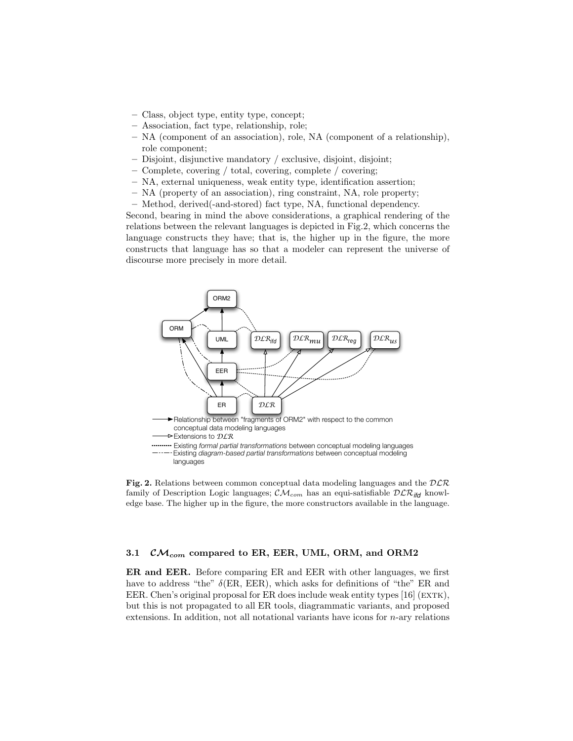– Class, object type, entity type, concept;
– Association, fact type, relationship, role;
– NA (component of an association), role, NA (component of a relationship), role component;
– Disjoint, disjunctive mandatory / exclusive, disjoint, disjoint;
– Complete, covering / total, covering, complete / covering;
– NA, external uniqueness, weak entity type, identification assertion;
– NA (property of an association), ring constraint, NA, role property;
– Method, derived(-and-stored) fact type, NA, functional dependency.

Second, bearing in mind the above considerations, a graphical rendering of the relations between the relevant languages is depicted in Fig.2, which concerns the language constructs they have; that is, the higher up in the figure, the more constructs that language has so that a modeler can represent the universe of discourse more precisely in more detail.

**Fig. 2.** Relations between common conceptual data modeling languages and the $\mathcal{DLR}$ family of Description Logic languages; $\mathcal{CM}_{com}$ has an equi-satisfiable $\mathcal{DLR}_{ifd}$ knowledge base. The higher up in the figure, the more constructors available in the language.

### 3.1 $\mathcal{CM}_{com}$ compared to ER, EER, UML, ORM, and ORM2

**ER and EER.** Before comparing ER and EER with other languages, we first have to address "the" $\delta$(ER, EER), which asks for definitions of "the" ER and EER. Chen's original proposal for ER does include weak entity types [16] (EXTK), but this is not propagated to all ER tools, diagrammatic variants, and proposed extensions. In addition, not all notational variants have icons for $n$-ary relations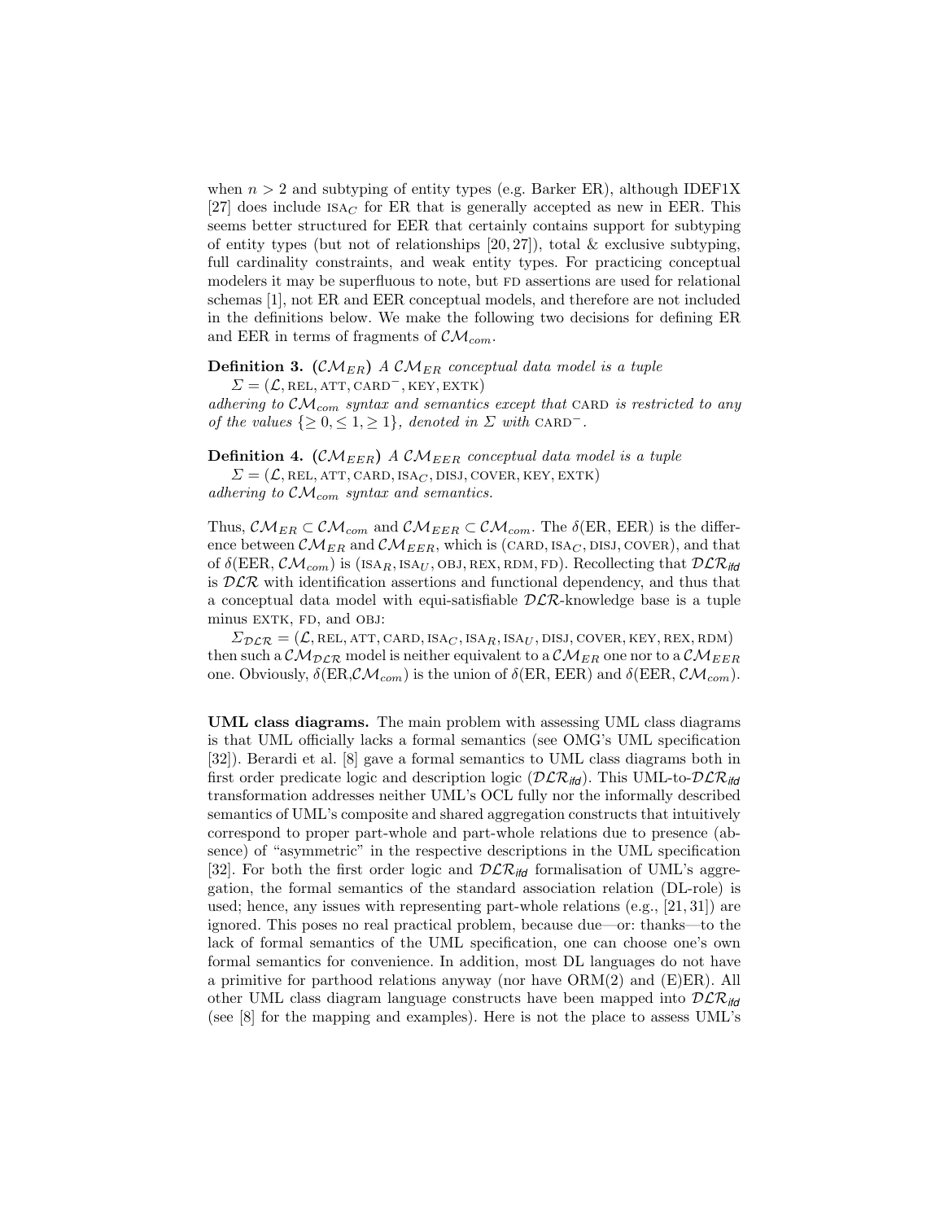when $n > 2$ and subtyping of entity types (e.g. Barker ER), although IDEF1X [27] does include $\text{ISA}_C$ for ER that is generally accepted as new in EER. This seems better structured for EER that certainly contains support for subtyping of entity types (but not of relationships [20, 27]), total & exclusive subtyping, full cardinality constraints, and weak entity types. For practicing conceptual modelers it may be superfluous to note, but FD assertions are used for relational schemas [1], not ER and EER conceptual models, and therefore are not included in the definitions below. We make the following two decisions for defining ER and EER in terms of fragments of $\mathcal{CM}_{com}$.

**Definition 3.** **($\mathcal{CM}_{ER}$)** *A $\mathcal{CM}_{ER}$ conceptual data model is a tuple*

$\Sigma = (\mathcal{L}, \text{REL}, \text{ATT}, \text{CARD}^-, \text{KEY}, \text{EXTK})$

*adhering to $\mathcal{CM}_{com}$ syntax and semantics except that* CARD *is restricted to any of the values $\{\geq 0, \leq 1, \geq 1\}$, denoted in $\Sigma$ with* $\text{CARD}^-$*.*

**Definition 4.** **($\mathcal{CM}_{EER}$)** *A $\mathcal{CM}_{EER}$ conceptual data model is a tuple*

$\Sigma = (\mathcal{L}, \text{REL}, \text{ATT}, \text{CARD}, \text{ISA}_C, \text{DISJ}, \text{COVER}, \text{KEY}, \text{EXTK})$

*adhering to $\mathcal{CM}_{com}$ syntax and semantics.*

Thus, $\mathcal{CM}_{ER} \subset \mathcal{CM}_{com}$ and $\mathcal{CM}_{EER} \subset \mathcal{CM}_{com}$. The $\delta$(ER, EER) is the difference between $\mathcal{CM}_{ER}$ and $\mathcal{CM}_{EER}$, which is ($\text{CARD}, \text{ISA}_C, \text{DISJ}, \text{COVER}$), and that of $\delta$(EER, $\mathcal{CM}_{com}$) is ($\text{ISA}_R, \text{ISA}_U, \text{OBJ}, \text{REX}, \text{RDM}, \text{FD}$). Recollecting that $\mathcal{DLR}_{ifd}$ is $\mathcal{DLR}$ with identification assertions and functional dependency, and thus that a conceptual data model with equi-satisfiable $\mathcal{DLR}$-knowledge base is a tuple minus EXTK, FD, and OBJ:

$\Sigma_{\mathcal{DLR}} = (\mathcal{L}, \text{REL}, \text{ATT}, \text{CARD}, \text{ISA}_C, \text{ISA}_R, \text{ISA}_U, \text{DISJ}, \text{COVER}, \text{KEY}, \text{REX}, \text{RDM})$

then such a $\mathcal{CM}_{\mathcal{DLR}}$ model is neither equivalent to a $\mathcal{CM}_{ER}$ one nor to a $\mathcal{CM}_{EER}$ one. Obviously, $\delta$(ER,$\mathcal{CM}_{com}$) is the union of $\delta$(ER, EER) and $\delta$(EER, $\mathcal{CM}_{com}$).

**UML class diagrams.** The main problem with assessing UML class diagrams is that UML officially lacks a formal semantics (see OMG's UML specification [32]). Berardi et al. [8] gave a formal semantics to UML class diagrams both in first order predicate logic and description logic ($\mathcal{DLR}_{ifd}$). This UML-to-$\mathcal{DLR}_{ifd}$ transformation addresses neither UML's OCL fully nor the informally described semantics of UML's composite and shared aggregation constructs that intuitively correspond to proper part-whole and part-whole relations due to presence (absence) of "asymmetric" in the respective descriptions in the UML specification [32]. For both the first order logic and $\mathcal{DLR}_{ifd}$ formalisation of UML's aggregation, the formal semantics of the standard association relation (DL-role) is used; hence, any issues with representing part-whole relations (e.g., [21, 31]) are ignored. This poses no real practical problem, because due—or: thanks—to the lack of formal semantics of the UML specification, one can choose one's own formal semantics for convenience. In addition, most DL languages do not have a primitive for parthood relations anyway (nor have ORM(2) and (E)ER). All other UML class diagram language constructs have been mapped into $\mathcal{DLR}_{ifd}$ (see [8] for the mapping and examples). Here is not the place to assess UML's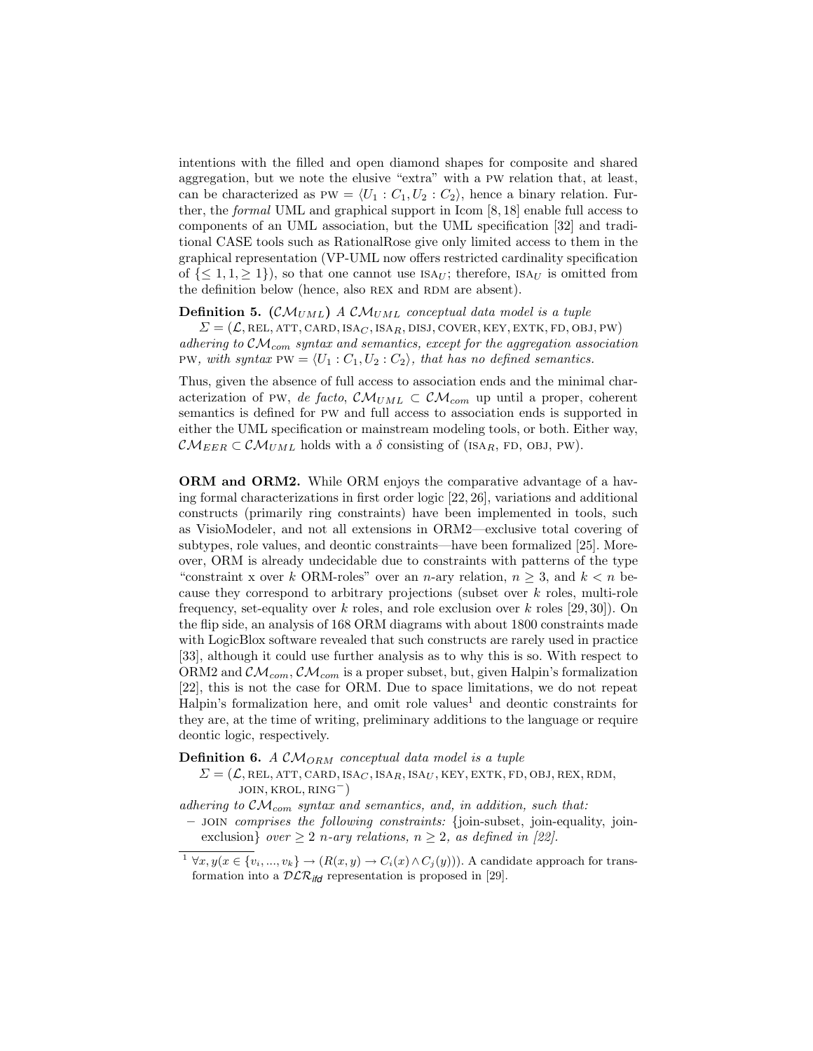intentions with the filled and open diamond shapes for composite and shared aggregation, but we note the elusive "extra" with a PW relation that, at least, can be characterized as $\text{PW} = \langle U_1 : C_1, U_2 : C_2 \rangle$, hence a binary relation. Further, the *formal* UML and graphical support in Icom [8, 18] enable full access to components of an UML association, but the UML specification [32] and traditional CASE tools such as RationalRose give only limited access to them in the graphical representation (VP-UML now offers restricted cardinality specification of $\{\leq 1, 1, \geq 1\}$), so that one cannot use $\text{ISA}_U$; therefore, $\text{ISA}_U$ is omitted from the definition below (hence, also REX and RDM are absent).

**Definition 5.** **($\mathcal{CM}_{UML}$)** *A $\mathcal{CM}_{UML}$ conceptual data model is a tuple*
$\Sigma = (\mathcal{L}, \text{REL}, \text{ATT}, \text{CARD}, \text{ISA}_C, \text{ISA}_R, \text{DISJ}, \text{COVER}, \text{KEY}, \text{EXTK}, \text{FD}, \text{OBJ}, \text{PW})$
*adhering to $\mathcal{CM}_{com}$ syntax and semantics, except for the aggregation association* PW*, with syntax $\text{PW} = \langle U_1 : C_1, U_2 : C_2 \rangle$, that has no defined semantics.*

Thus, given the absence of full access to association ends and the minimal characterization of PW, *de facto*, $\mathcal{CM}_{UML} \subset \mathcal{CM}_{com}$ up until a proper, coherent semantics is defined for PW and full access to association ends is supported in either the UML specification or mainstream modeling tools, or both. Either way, $\mathcal{CM}_{EER} \subset \mathcal{CM}_{UML}$ holds with a $\delta$ consisting of ($\text{ISA}_R$, FD, OBJ, PW).

**ORM and ORM2.** While ORM enjoys the comparative advantage of a having formal characterizations in first order logic [22, 26], variations and additional constructs (primarily ring constraints) have been implemented in tools, such as VisioModeler, and not all extensions in ORM2—exclusive total covering of subtypes, role values, and deontic constraints—have been formalized [25]. Moreover, ORM is already undecidable due to constraints with patterns of the type "constraint x over $k$ ORM-roles" over an $n$-ary relation, $n \geq 3$, and $k < n$ because they correspond to arbitrary projections (subset over $k$ roles, multi-role frequency, set-equality over $k$ roles, and role exclusion over $k$ roles [29, 30]). On the flip side, an analysis of 168 ORM diagrams with about 1800 constraints made with LogicBlox software revealed that such constructs are rarely used in practice [33], although it could use further analysis as to why this is so. With respect to ORM2 and $\mathcal{CM}_{com}$, $\mathcal{CM}_{com}$ is a proper subset, but, given Halpin's formalization [22], this is not the case for ORM. Due to space limitations, we do not repeat Halpin's formalization here, and omit role values[1] and deontic constraints for they are, at the time of writing, preliminary additions to the language or require deontic logic, respectively.

**Definition 6.** *A $\mathcal{CM}_{ORM}$ conceptual data model is a tuple*
$\Sigma = (\mathcal{L}, \text{REL}, \text{ATT}, \text{CARD}, \text{ISA}_C, \text{ISA}_R, \text{ISA}_U, \text{KEY}, \text{EXTK}, \text{FD}, \text{OBJ}, \text{REX}, \text{RDM}, \text{JOIN}, \text{KROL}, \text{RING}^-)$
*adhering to $\mathcal{CM}_{com}$ syntax and semantics, and, in addition, such that:*

- JOIN *comprises the following constraints:* {join-subset, join-equality, join-exclusion} *over $\geq 2$ $n$-ary relations, $n \geq 2$, as defined in [22].*

[1] $\forall x, y(x \in \{v_i, ..., v_k\} \rightarrow (R(x, y) \rightarrow C_i(x) \wedge C_j(y)))$. A candidate approach for transformation into a $\mathcal{DLR}_{ifd}$ representation is proposed in [29].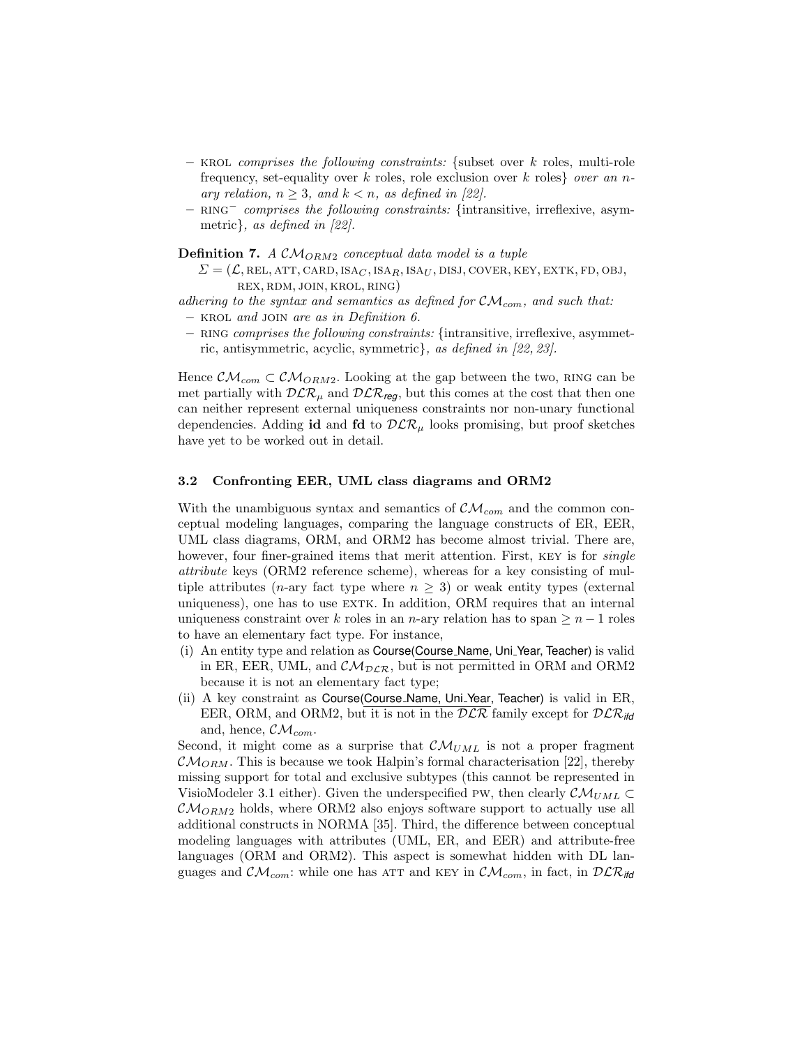- KROL *comprises the following constraints:* {subset over $k$ roles, multi-role frequency, set-equality over $k$ roles, role exclusion over $k$ roles} *over an $n$-ary relation, $n \geq 3$, and $k < n$, as defined in [22].*
- RING$^{-}$ *comprises the following constraints:* {intransitive, irreflexive, asymmetric}*, as defined in [22].*

**Definition 7.** *A $\mathcal{CM}_{ORM2}$ conceptual data model is a tuple*
$\Sigma = (\mathcal{L}, \text{REL}, \text{ATT}, \text{CARD}, \text{ISA}_C, \text{ISA}_R, \text{ISA}_U, \text{DISJ}, \text{COVER}, \text{KEY}, \text{EXTK}, \text{FD}, \text{OBJ}, \text{REX}, \text{RDM}, \text{JOIN}, \text{KROL}, \text{RING})$
*adhering to the syntax and semantics as defined for $\mathcal{CM}_{com}$, and such that:*

- KROL *and* JOIN *are as in Definition 6.*
- RING *comprises the following constraints:* {intransitive, irreflexive, asymmetric, antisymmetric, acyclic, symmetric}*, as defined in [22, 23].*

Hence $\mathcal{CM}_{com} \subset \mathcal{CM}_{ORM2}$. Looking at the gap between the two, RING can be met partially with $\mathcal{DLR}_{\mu}$ and $\mathcal{DLR}_{reg}$, but this comes at the cost that then one can neither represent external uniqueness constraints nor non-unary functional dependencies. Adding **id** and **fd** to $\mathcal{DLR}_{\mu}$ looks promising, but proof sketches have yet to be worked out in detail.

### 3.2 Confronting EER, UML class diagrams and ORM2

With the unambiguous syntax and semantics of $\mathcal{CM}_{com}$ and the common conceptual modeling languages, comparing the language constructs of ER, EER, UML class diagrams, ORM, and ORM2 has become almost trivial. There are, however, four finer-grained items that merit attention. First, KEY is for *single attribute* keys (ORM2 reference scheme), whereas for a key consisting of multiple attributes ($n$-ary fact type where $n \geq 3$) or weak entity types (external uniqueness), one has to use EXTK. In addition, ORM requires that an internal uniqueness constraint over $k$ roles in an $n$-ary relation has to span $\geq n-1$ roles to have an elementary fact type. For instance,

(i) An entity type and relation as Course(<u>Course_Name</u>, Uni_Year, Teacher) is valid in ER, EER, UML, and $\mathcal{CM}_{\mathcal{DLR}}$, but is not permitted in ORM and ORM2 because it is not an elementary fact type;
(ii) A key constraint as Course(<u>Course_Name, Uni_Year</u>, Teacher) is valid in ER, EER, ORM, and ORM2, but it is not in the $\mathcal{DLR}$ family except for $\mathcal{DLR}_{ifd}$ and, hence, $\mathcal{CM}_{com}$.

Second, it might come as a surprise that $\mathcal{CM}_{UML}$ is not a proper fragment $\mathcal{CM}_{ORM}$. This is because we took Halpin's formal characterisation [22], thereby missing support for total and exclusive subtypes (this cannot be represented in VisioModeler 3.1 either). Given the underspecified PW, then clearly $\mathcal{CM}_{UML} \subset \mathcal{CM}_{ORM2}$ holds, where ORM2 also enjoys software support to actually use all additional constructs in NORMA [35]. Third, the difference between conceptual modeling languages with attributes (UML, ER, and EER) and attribute-free languages (ORM and ORM2). This aspect is somewhat hidden with DL languages and $\mathcal{CM}_{com}$: while one has ATT and KEY in $\mathcal{CM}_{com}$, in fact, in $\mathcal{DLR}_{ifd}$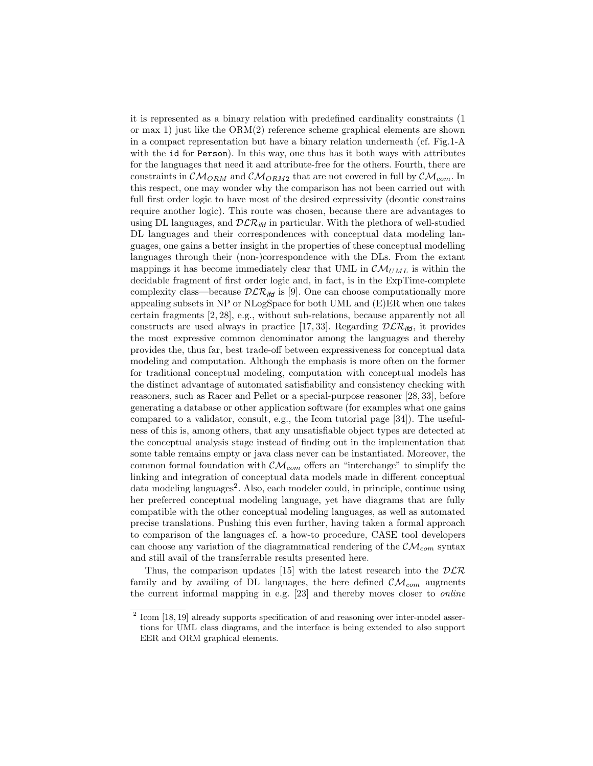it is represented as a binary relation with predefined cardinality constraints (1 or max 1) just like the ORM(2) reference scheme graphical elements are shown in a compact representation but have a binary relation underneath (cf. Fig.1-A with the `id` for `Person`). In this way, one thus has it both ways with attributes for the languages that need it and attribute-free for the others. Fourth, there are constraints in $\mathcal{CM}_{ORM}$ and $\mathcal{CM}_{ORM2}$ that are not covered in full by $\mathcal{CM}_{com}$. In this respect, one may wonder why the comparison has not been carried out with full first order logic to have most of the desired expressivity (deontic constrains require another logic). This route was chosen, because there are advantages to using DL languages, and $\mathcal{DLR}_{ifd}$ in particular. With the plethora of well-studied DL languages and their correspondences with conceptual data modeling languages, one gains a better insight in the properties of these conceptual modelling languages through their (non-)correspondence with the DLs. From the extant mappings it has become immediately clear that UML in $\mathcal{CM}_{UML}$ is within the decidable fragment of first order logic and, in fact, is in the ExpTime-complete complexity class—because $\mathcal{DLR}_{ifd}$ is [9]. One can choose computationally more appealing subsets in NP or NLogSpace for both UML and (E)ER when one takes certain fragments [2, 28], e.g., without sub-relations, because apparently not all constructs are used always in practice [17, 33]. Regarding $\mathcal{DLR}_{ifd}$, it provides the most expressive common denominator among the languages and thereby provides the, thus far, best trade-off between expressiveness for conceptual data modeling and computation. Although the emphasis is more often on the former for traditional conceptual modeling, computation with conceptual models has the distinct advantage of automated satisfiability and consistency checking with reasoners, such as Racer and Pellet or a special-purpose reasoner [28, 33], before generating a database or other application software (for examples what one gains compared to a validator, consult, e.g., the Icom tutorial page [34]). The usefulness of this is, among others, that any unsatisfiable object types are detected at the conceptual analysis stage instead of finding out in the implementation that some table remains empty or java class never can be instantiated. Moreover, the common formal foundation with $\mathcal{CM}_{com}$ offers an "interchange" to simplify the linking and integration of conceptual data models made in different conceptual data modeling languages[2]. Also, each modeler could, in principle, continue using her preferred conceptual modeling language, yet have diagrams that are fully compatible with the other conceptual modeling languages, as well as automated precise translations. Pushing this even further, having taken a formal approach to comparison of the languages cf. a how-to procedure, CASE tool developers can choose any variation of the diagrammatical rendering of the $\mathcal{CM}_{com}$ syntax and still avail of the transferrable results presented here.

Thus, the comparison updates [15] with the latest research into the $\mathcal{DLR}$ family and by availing of DL languages, the here defined $\mathcal{CM}_{com}$ augments the current informal mapping in e.g. [23] and thereby moves closer to *online*

[2] Icom [18, 19] already supports specification of and reasoning over inter-model assertions for UML class diagrams, and the interface is being extended to also support EER and ORM graphical elements.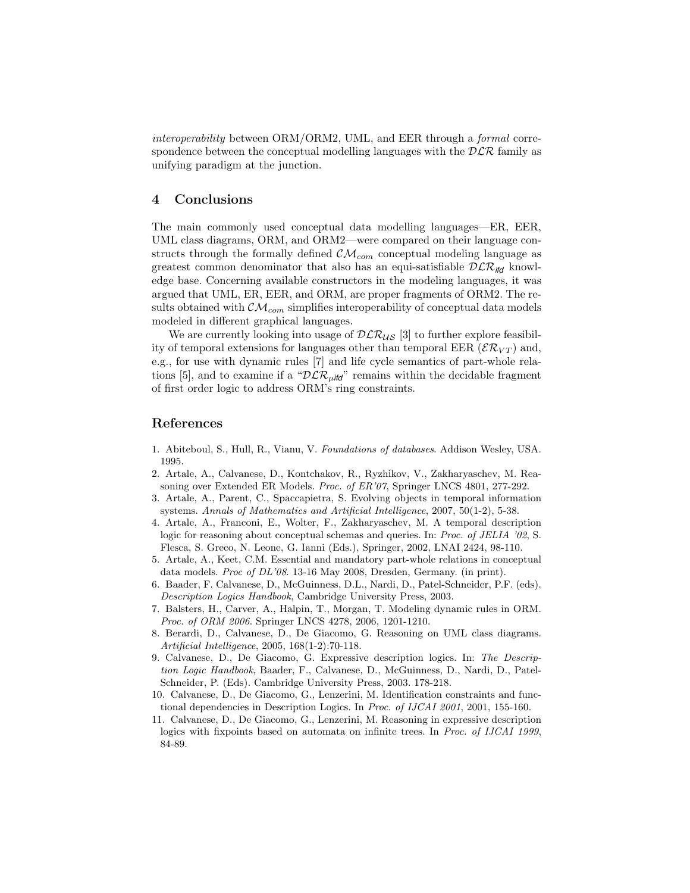*interoperability* between ORM/ORM2, UML, and EER through a *formal* correspondence between the conceptual modelling languages with the $\mathcal{DLR}$ family as unifying paradigm at the junction.

## 4 Conclusions

The main commonly used conceptual data modelling languages—ER, EER, UML class diagrams, ORM, and ORM2—were compared on their language constructs through the formally defined $\mathcal{CM}_{com}$ conceptual modeling language as greatest common denominator that also has an equi-satisfiable $\mathcal{DLR}_{ifd}$ knowledge base. Concerning available constructors in the modeling languages, it was argued that UML, ER, EER, and ORM, are proper fragments of ORM2. The results obtained with $\mathcal{CM}_{com}$ simplifies interoperability of conceptual data models modeled in different graphical languages.

We are currently looking into usage of $\mathcal{DLR}_{\mathcal{US}}$ [3] to further explore feasibility of temporal extensions for languages other than temporal EER ($\mathcal{ER}_{VT}$) and, e.g., for use with dynamic rules [7] and life cycle semantics of part-whole relations [5], and to examine if a "$\mathcal{DLR}_{\mu ifd}$" remains within the decidable fragment of first order logic to address ORM's ring constraints.

## References

1. Abiteboul, S., Hull, R., Vianu, V. *Foundations of databases*. Addison Wesley, USA. 1995.
2. Artale, A., Calvanese, D., Kontchakov, R., Ryzhikov, V., Zakharyaschev, M. Reasoning over Extended ER Models. *Proc. of ER'07*, Springer LNCS 4801, 277-292.
3. Artale, A., Parent, C., Spaccapietra, S. Evolving objects in temporal information systems. *Annals of Mathematics and Artificial Intelligence*, 2007, 50(1-2), 5-38.
4. Artale, A., Franconi, E., Wolter, F., Zakharyaschev, M. A temporal description logic for reasoning about conceptual schemas and queries. In: *Proc. of JELIA '02*, S. Flesca, S. Greco, N. Leone, G. Ianni (Eds.), Springer, 2002, LNAI 2424, 98-110.
5. Artale, A., Keet, C.M. Essential and mandatory part-whole relations in conceptual data models. *Proc of DL'08*. 13-16 May 2008, Dresden, Germany. (in print).
6. Baader, F. Calvanese, D., McGuinness, D.L., Nardi, D., Patel-Schneider, P.F. (eds). *Description Logics Handbook*, Cambridge University Press, 2003.
7. Balsters, H., Carver, A., Halpin, T., Morgan, T. Modeling dynamic rules in ORM. *Proc. of ORM 2006*. Springer LNCS 4278, 2006, 1201-1210.
8. Berardi, D., Calvanese, D., De Giacomo, G. Reasoning on UML class diagrams. *Artificial Intelligence*, 2005, 168(1-2):70-118.
9. Calvanese, D., De Giacomo, G. Expressive description logics. In: *The Description Logic Handbook*, Baader, F., Calvanese, D., McGuinness, D., Nardi, D., Patel-Schneider, P. (Eds). Cambridge University Press, 2003. 178-218.
10. Calvanese, D., De Giacomo, G., Lenzerini, M. Identification constraints and functional dependencies in Description Logics. In *Proc. of IJCAI 2001*, 2001, 155-160.
11. Calvanese, D., De Giacomo, G., Lenzerini, M. Reasoning in expressive description logics with fixpoints based on automata on infinite trees. In *Proc. of IJCAI 1999*, 84-89.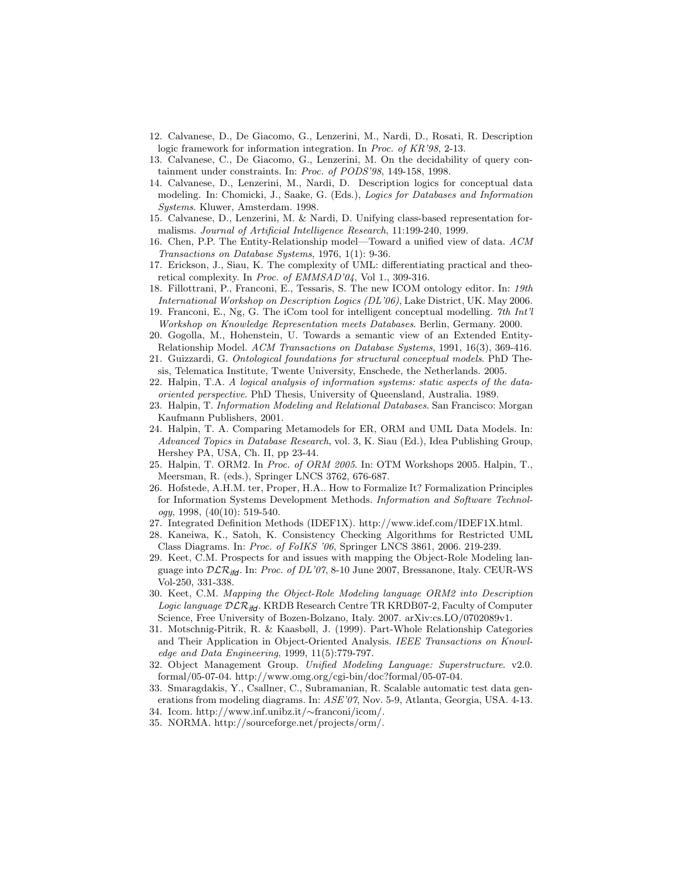12. Calvanese, D., De Giacomo, G., Lenzerini, M., Nardi, D., Rosati, R. Description logic framework for information integration. In *Proc. of KR'98*, 2-13.
13. Calvanese, C., De Giacomo, G., Lenzerini, M. On the decidability of query containment under constraints. In: *Proc. of PODS'98*, 149-158, 1998.
14. Calvanese, D., Lenzerini, M., Nardi, D. Description logics for conceptual data modeling. In: Chomicki, J., Saake, G. (Eds.), *Logics for Databases and Information Systems*. Kluwer, Amsterdam. 1998.
15. Calvanese, D., Lenzerini, M. & Nardi, D. Unifying class-based representation formalisms. *Journal of Artificial Intelligence Research*, 11:199-240, 1999.
16. Chen, P.P. The Entity-Relationship model—Toward a unified view of data. *ACM Transactions on Database Systems*, 1976, 1(1): 9-36.
17. Erickson, J., Siau, K. The complexity of UML: differentiating practical and theoretical complexity. In *Proc. of EMMSAD'04*, Vol 1., 309-316.
18. Fillottrani, P., Franconi, E., Tessaris, S. The new ICOM ontology editor. In: *19th International Workshop on Description Logics (DL'06)*, Lake District, UK. May 2006.
19. Franconi, E., Ng, G. The iCom tool for intelligent conceptual modelling. *7th Int'l Workshop on Knowledge Representation meets Databases*. Berlin, Germany. 2000.
20. Gogolla, M., Hohenstein, U. Towards a semantic view of an Extended Entity-Relationship Model. *ACM Transactions on Database Systems*, 1991, 16(3), 369-416.
21. Guizzardi, G. *Ontological foundations for structural conceptual models*. PhD Thesis, Telematica Institute, Twente University, Enschede, the Netherlands. 2005.
22. Halpin, T.A. *A logical analysis of information systems: static aspects of the data-oriented perspective*. PhD Thesis, University of Queensland, Australia. 1989.
23. Halpin, T. *Information Modeling and Relational Databases*. San Francisco: Morgan Kaufmann Publishers, 2001.
24. Halpin, T. A. Comparing Metamodels for ER, ORM and UML Data Models. In: *Advanced Topics in Database Research*, vol. 3, K. Siau (Ed.), Idea Publishing Group, Hershey PA, USA, Ch. II, pp 23-44.
25. Halpin, T. ORM2. In *Proc. of ORM 2005*. In: OTM Workshops 2005. Halpin, T., Meersman, R. (eds.), Springer LNCS 3762, 676-687.
26. Hofstede, A.H.M. ter, Proper, H.A.. How to Formalize It? Formalization Principles for Information Systems Development Methods. *Information and Software Technology*, 1998, (40(10): 519-540.
27. Integrated Definition Methods (IDEF1X). http://www.idef.com/IDEF1X.html.
28. Kaneiwa, K., Satoh, K. Consistency Checking Algorithms for Restricted UML Class Diagrams. In: *Proc. of FoIKS '06*, Springer LNCS 3861, 2006. 219-239.
29. Keet, C.M. Prospects for and issues with mapping the Object-Role Modeling language into $\mathcal{DLR}_{ifd}$. In: *Proc. of DL'07*, 8-10 June 2007, Bressanone, Italy. CEUR-WS Vol-250, 331-338.
30. Keet, C.M. *Mapping the Object-Role Modeling language ORM2 into Description Logic language $\mathcal{DLR}_{ifd}$*. KRDB Research Centre TR KRDB07-2, Faculty of Computer Science, Free University of Bozen-Bolzano, Italy. 2007. arXiv:cs.LO/0702089v1.
31. Motschnig-Pitrik, R. & Kaasbøll, J. (1999). Part-Whole Relationship Categories and Their Application in Object-Oriented Analysis. *IEEE Transactions on Knowledge and Data Engineering*, 1999, 11(5):779-797.
32. Object Management Group. *Unified Modeling Language: Superstructure*. v2.0. formal/05-07-04. http://www.omg.org/cgi-bin/doc?formal/05-07-04.
33. Smaragdakis, Y., Csallner, C., Subramanian, R. Scalable automatic test data generations from modeling diagrams. In: *ASE'07*, Nov. 5-9, Atlanta, Georgia, USA. 4-13.
34. Icom. http://www.inf.unibz.it/∼franconi/icom/.
35. NORMA. http://sourceforge.net/projects/orm/.